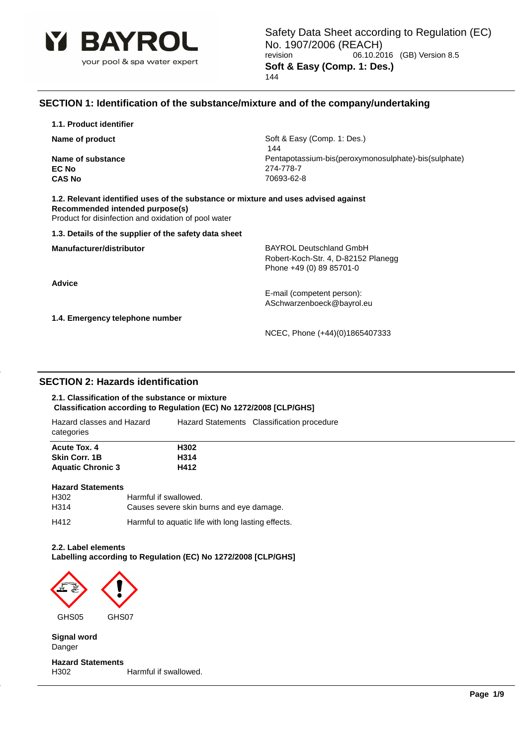Safety Data Sheet according to Regulation (EC) No. 1907/2006 (REACH)
revision 06.10.2016 (GB) Version 8.5

**Soft & Easy (Comp. 1: Des.)**
144

## SECTION 1: Identification of the substance/mixture and of the company/undertaking

### 1.1. Product identifier

| | |
|---|---|
| **Name of product** | Soft & Easy (Comp. 1: Des.) 144 |
| **Name of substance** | Pentapotassium-bis(peroxymonosulphate)-bis(sulphate) |
| **EC No** | 274-778-7 |
| **CAS No** | 70693-62-8 |

### 1.2. Relevant identified uses of the substance or mixture and uses advised against

**Recommended intended purpose(s)**
Product for disinfection and oxidation of pool water

### 1.3. Details of the supplier of the safety data sheet

| | |
|---|---|
| **Manufacturer/distributor** | BAYROL Deutschland GmbH<br>Robert-Koch-Str. 4, D-82152 Planegg<br>Phone +49 (0) 89 85701-0 |
| **Advice** | E-mail (competent person):<br>ASchwarzenboeck@bayrol.eu |

### 1.4. Emergency telephone number

NCEC, Phone (+44)(0)1865407333

## SECTION 2: Hazards identification

### 2.1. Classification of the substance or mixture

**Classification according to Regulation (EC) No 1272/2008 [CLP/GHS]**

| Hazard classes and Hazard categories | Hazard Statements | Classification procedure |
|---|---|---|
| **Acute Tox. 4** | **H302** | |
| **Skin Corr. 1B** | **H314** | |
| **Aquatic Chronic 3** | **H412** | |

**Hazard Statements**

| | |
|---|---|
| H302 | Harmful if swallowed. |
| H314 | Causes severe skin burns and eye damage. |
| H412 | Harmful to aquatic life with long lasting effects. |

### 2.2. Label elements

**Labelling according to Regulation (EC) No 1272/2008 [CLP/GHS]**

GHS05 GHS07

**Signal word**
Danger

**Hazard Statements**

| | |
|---|---|
| H302 | Harmful if swallowed. |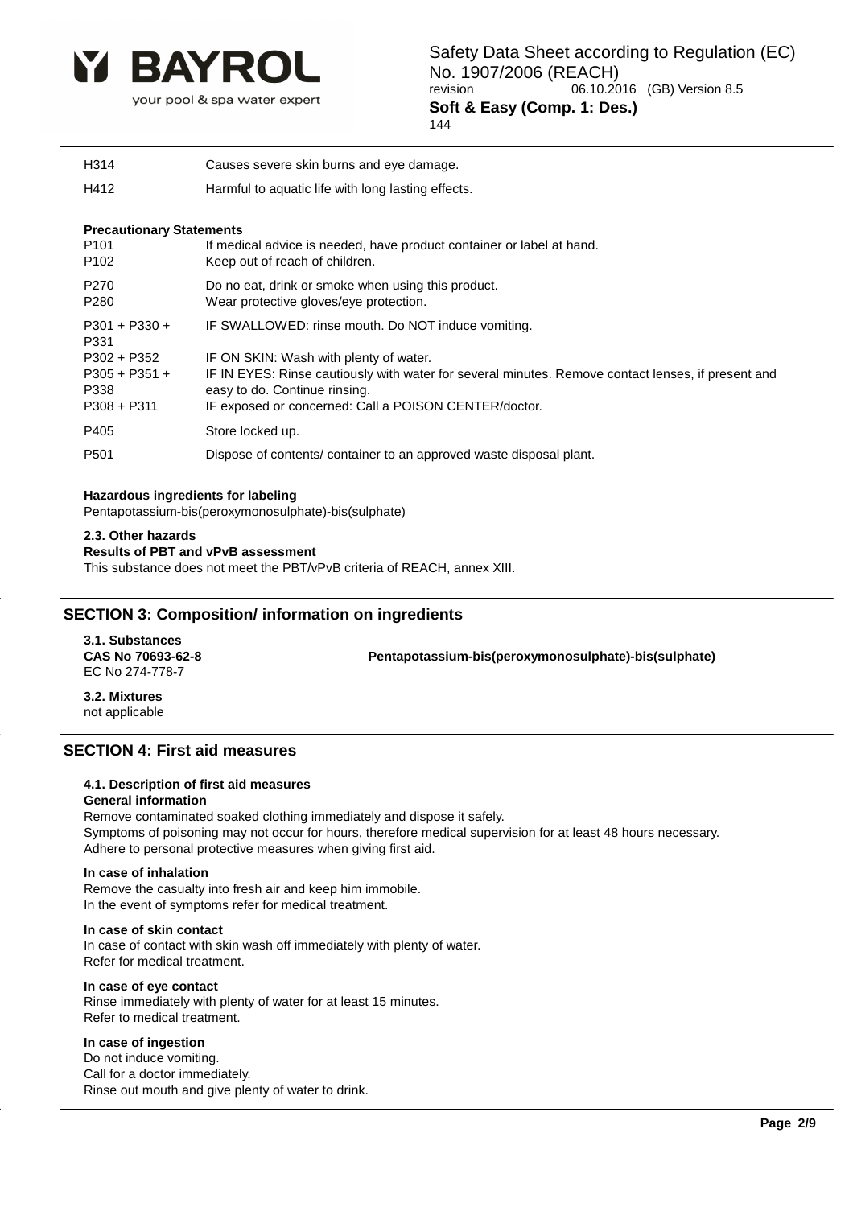| | |
|---|---|
| H314 | Causes severe skin burns and eye damage. |
| H412 | Harmful to aquatic life with long lasting effects. |

**Precautionary Statements**

| | |
|---|---|
| P101 | If medical advice is needed, have product container or label at hand. |
| P102 | Keep out of reach of children. |
| P270 | Do no eat, drink or smoke when using this product. |
| P280 | Wear protective gloves/eye protection. |
| P301 + P330 + P331 | IF SWALLOWED: rinse mouth. Do NOT induce vomiting. |
| P302 + P352 | IF ON SKIN: Wash with plenty of water. |
| P305 + P351 + P338 | IF IN EYES: Rinse cautiously with water for several minutes. Remove contact lenses, if present and easy to do. Continue rinsing. |
| P308 + P311 | IF exposed or concerned: Call a POISON CENTER/doctor. |
| P405 | Store locked up. |
| P501 | Dispose of contents/ container to an approved waste disposal plant. |

**Hazardous ingredients for labeling**

Pentapotassium-bis(peroxymonosulphate)-bis(sulphate)

**2.3. Other hazards**

**Results of PBT and vPvB assessment**

This substance does not meet the PBT/vPvB criteria of REACH, annex XIII.

## SECTION 3: Composition/ information on ingredients

**3.1. Substances**

**CAS No 70693-62-8** **Pentapotassium-bis(peroxymonosulphate)-bis(sulphate)**

EC No 274-778-7

**3.2. Mixtures**

not applicable

## SECTION 4: First aid measures

**4.1. Description of first aid measures**

**General information**

Remove contaminated soaked clothing immediately and dispose it safely.
Symptoms of poisoning may not occur for hours, therefore medical supervision for at least 48 hours necessary.
Adhere to personal protective measures when giving first aid.

**In case of inhalation**

Remove the casualty into fresh air and keep him immobile.
In the event of symptoms refer for medical treatment.

**In case of skin contact**

In case of contact with skin wash off immediately with plenty of water.
Refer for medical treatment.

**In case of eye contact**

Rinse immediately with plenty of water for at least 15 minutes.
Refer to medical treatment.

**In case of ingestion**

Do not induce vomiting.
Call for a doctor immediately.
Rinse out mouth and give plenty of water to drink.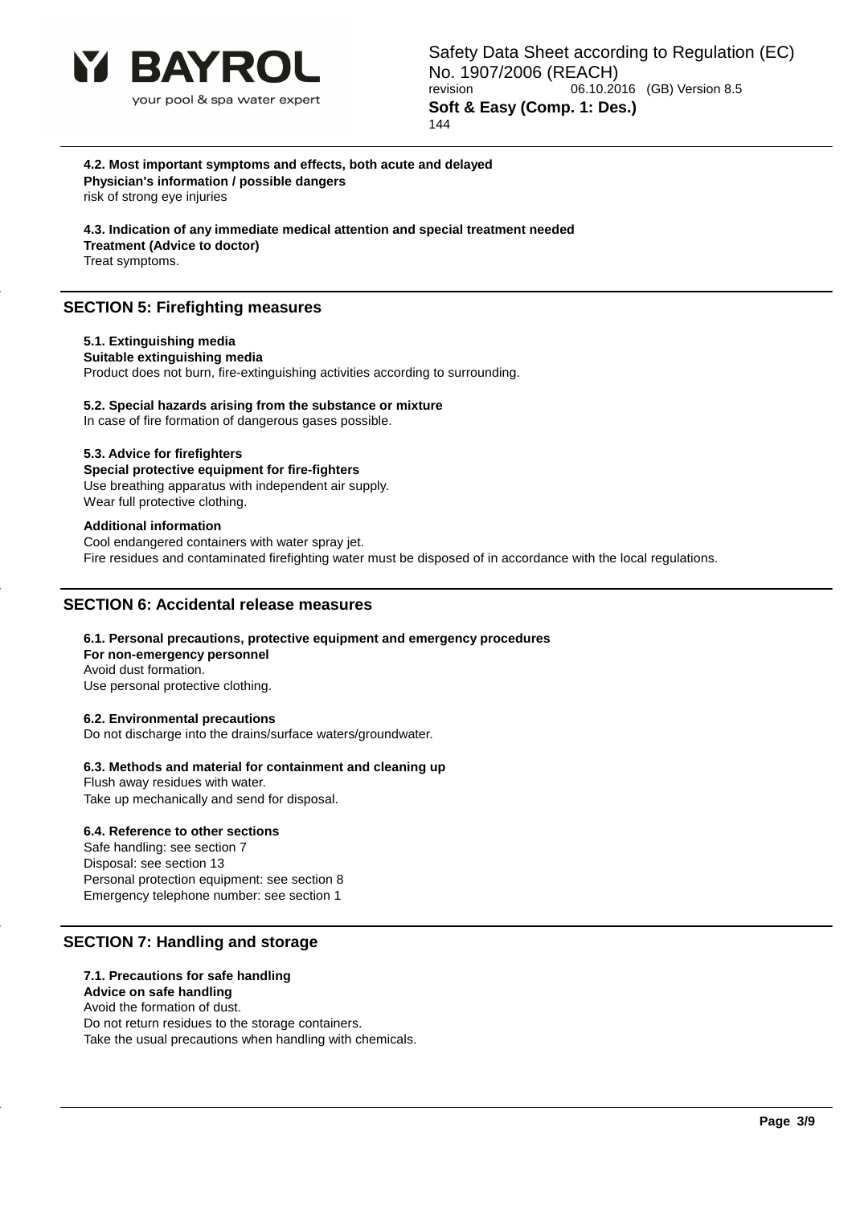**4.2. Most important symptoms and effects, both acute and delayed**

**Physician's information / possible dangers**

risk of strong eye injuries

**4.3. Indication of any immediate medical attention and special treatment needed**

**Treatment (Advice to doctor)**

Treat symptoms.

## SECTION 5: Firefighting measures

**5.1. Extinguishing media**

**Suitable extinguishing media**

Product does not burn, fire-extinguishing activities according to surrounding.

**5.2. Special hazards arising from the substance or mixture**

In case of fire formation of dangerous gases possible.

**5.3. Advice for firefighters**

**Special protective equipment for fire-fighters**

Use breathing apparatus with independent air supply.
Wear full protective clothing.

**Additional information**

Cool endangered containers with water spray jet.
Fire residues and contaminated firefighting water must be disposed of in accordance with the local regulations.

## SECTION 6: Accidental release measures

**6.1. Personal precautions, protective equipment and emergency procedures**

**For non-emergency personnel**

Avoid dust formation.
Use personal protective clothing.

**6.2. Environmental precautions**

Do not discharge into the drains/surface waters/groundwater.

**6.3. Methods and material for containment and cleaning up**

Flush away residues with water.
Take up mechanically and send for disposal.

**6.4. Reference to other sections**

Safe handling: see section 7
Disposal: see section 13
Personal protection equipment: see section 8
Emergency telephone number: see section 1

## SECTION 7: Handling and storage

**7.1. Precautions for safe handling**

**Advice on safe handling**

Avoid the formation of dust.
Do not return residues to the storage containers.
Take the usual precautions when handling with chemicals.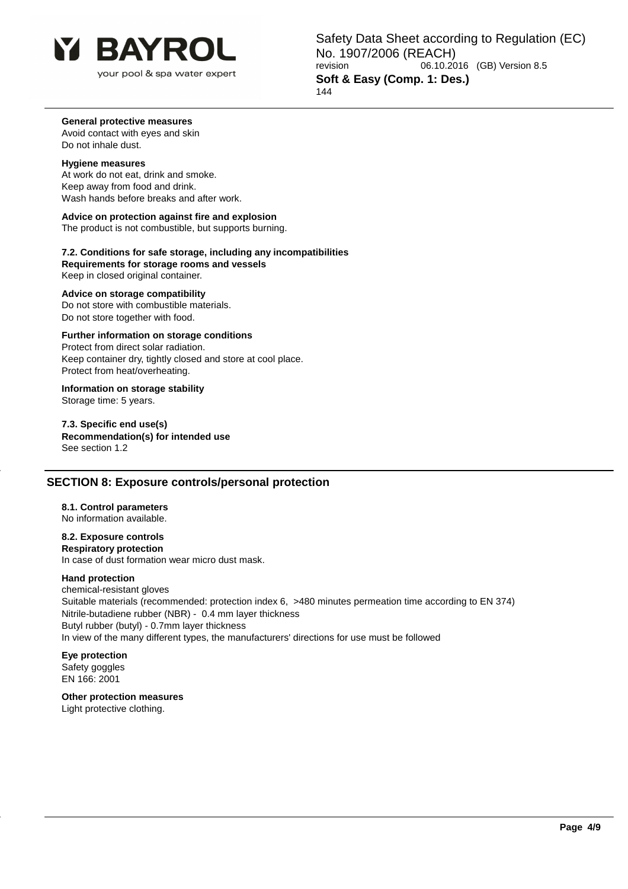**General protective measures**

Avoid contact with eyes and skin
Do not inhale dust.

**Hygiene measures**

At work do not eat, drink and smoke.
Keep away from food and drink.
Wash hands before breaks and after work.

**Advice on protection against fire and explosion**

The product is not combustible, but supports burning.

**7.2. Conditions for safe storage, including any incompatibilities**

**Requirements for storage rooms and vessels**

Keep in closed original container.

**Advice on storage compatibility**

Do not store with combustible materials.
Do not store together with food.

**Further information on storage conditions**

Protect from direct solar radiation.
Keep container dry, tightly closed and store at cool place.
Protect from heat/overheating.

**Information on storage stability**

Storage time: 5 years.

**7.3. Specific end use(s)**

**Recommendation(s) for intended use**

See section 1.2

## SECTION 8: Exposure controls/personal protection

**8.1. Control parameters**

No information available.

**8.2. Exposure controls**

**Respiratory protection**

In case of dust formation wear micro dust mask.

**Hand protection**

chemical-resistant gloves
Suitable materials (recommended: protection index 6, >480 minutes permeation time according to EN 374)
Nitrile-butadiene rubber (NBR) - 0.4 mm layer thickness
Butyl rubber (butyl) - 0.7mm layer thickness
In view of the many different types, the manufacturers' directions for use must be followed

**Eye protection**

Safety goggles
EN 166: 2001

**Other protection measures**

Light protective clothing.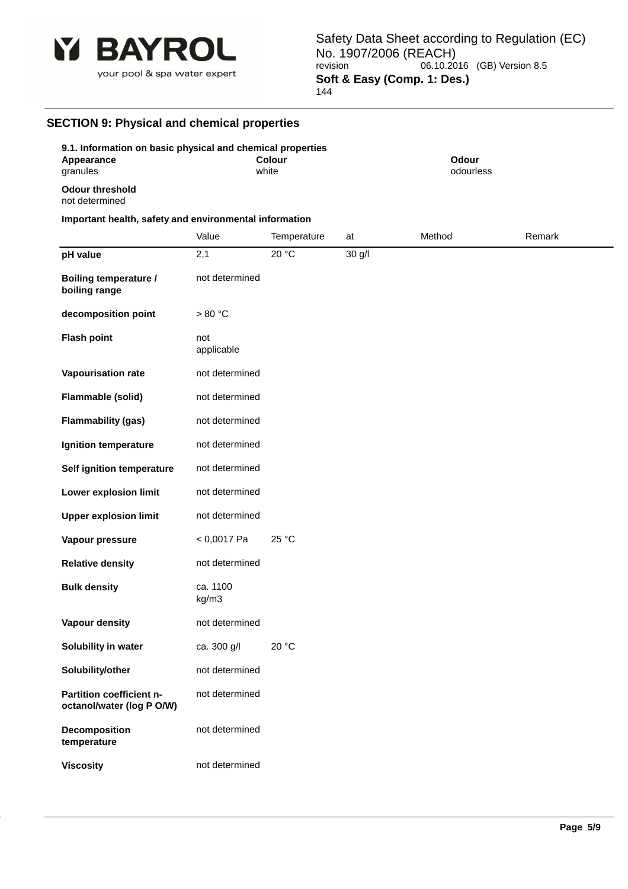## SECTION 9: Physical and chemical properties

### 9.1. Information on basic physical and chemical properties

| Appearance | Colour | Odour |
|---|---|---|
| granules | white | odourless |

**Odour threshold**
not determined

**Important health, safety and environmental information**

| | Value | Temperature | at | Method | Remark |
|---|---|---|---|---|---|
| **pH value** | 2,1 | 20 °C | 30 g/l | | |
| **Boiling temperature / boiling range** | not determined | | | | |
| **decomposition point** | > 80 °C | | | | |
| **Flash point** | not applicable | | | | |
| **Vapourisation rate** | not determined | | | | |
| **Flammable (solid)** | not determined | | | | |
| **Flammability (gas)** | not determined | | | | |
| **Ignition temperature** | not determined | | | | |
| **Self ignition temperature** | not determined | | | | |
| **Lower explosion limit** | not determined | | | | |
| **Upper explosion limit** | not determined | | | | |
| **Vapour pressure** | < 0,0017 Pa | 25 °C | | | |
| **Relative density** | not determined | | | | |
| **Bulk density** | ca. 1100 kg/m3 | | | | |
| **Vapour density** | not determined | | | | |
| **Solubility in water** | ca. 300 g/l | 20 °C | | | |
| **Solubility/other** | not determined | | | | |
| **Partition coefficient n-octanol/water (log P O/W)** | not determined | | | | |
| **Decomposition temperature** | not determined | | | | |
| **Viscosity** | not determined | | | | |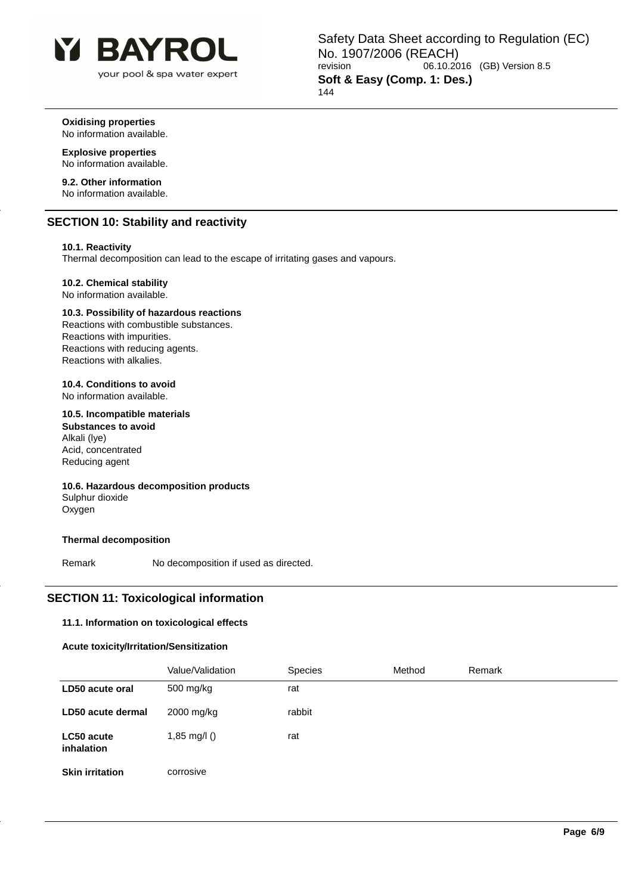**Oxidising properties**
No information available.

**Explosive properties**
No information available.

**9.2. Other information**
No information available.

## SECTION 10: Stability and reactivity

**10.1. Reactivity**
Thermal decomposition can lead to the escape of irritating gases and vapours.

**10.2. Chemical stability**
No information available.

**10.3. Possibility of hazardous reactions**
Reactions with combustible substances.
Reactions with impurities.
Reactions with reducing agents.
Reactions with alkalies.

**10.4. Conditions to avoid**
No information available.

**10.5. Incompatible materials**
**Substances to avoid**
Alkali (lye)
Acid, concentrated
Reducing agent

**10.6. Hazardous decomposition products**
Sulphur dioxide
Oxygen

**Thermal decomposition**

Remark No decomposition if used as directed.

## SECTION 11: Toxicological information

**11.1. Information on toxicological effects**

**Acute toxicity/Irritation/Sensitization**

| | Value/Validation | Species | Method | Remark |
|---|---|---|---|---|
| **LD50 acute oral** | 500 mg/kg | rat | | |
| **LD50 acute dermal** | 2000 mg/kg | rabbit | | |
| **LC50 acute inhalation** | 1,85 mg/l () | rat | | |
| **Skin irritation** | corrosive | | | |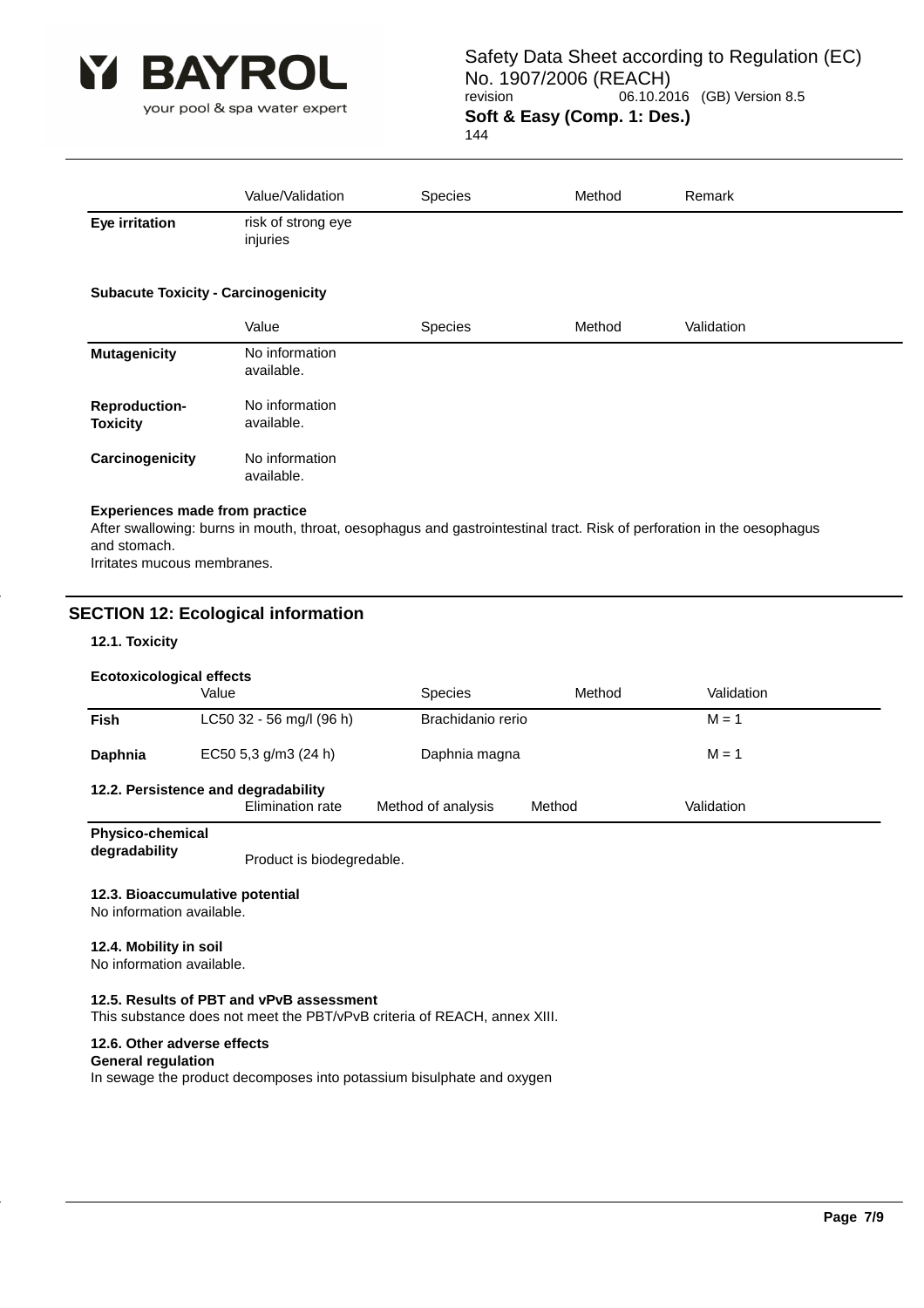| | Value/Validation | Species | Method | Remark |
|---|---|---|---|---|
| **Eye irritation** | risk of strong eye injuries | | | |

**Subacute Toxicity - Carcinogenicity**

| | Value | Species | Method | Validation |
|---|---|---|---|---|
| **Mutagenicity** | No information available. | | | |
| **Reproduction-Toxicity** | No information available. | | | |
| **Carcinogenicity** | No information available. | | | |

**Experiences made from practice**

After swallowing: burns in mouth, throat, oesophagus and gastrointestinal tract. Risk of perforation in the oesophagus and stomach.
Irritates mucous membranes.

## SECTION 12: Ecological information

### 12.1. Toxicity

**Ecotoxicological effects**

| | Value | Species | Method | Validation |
|---|---|---|---|---|
| **Fish** | LC50 32 - 56 mg/l (96 h) | Brachidanio rerio | | M = 1 |
| **Daphnia** | EC50 5,3 g/m3 (24 h) | Daphnia magna | | M = 1 |

### 12.2. Persistence and degradability

| | Elimination rate | Method of analysis | Method | Validation |
|---|---|---|---|---|
| **Physico-chemical degradability** | Product is biodegredable. | | | |

### 12.3. Bioaccumulative potential

No information available.

### 12.4. Mobility in soil

No information available.

### 12.5. Results of PBT and vPvB assessment

This substance does not meet the PBT/vPvB criteria of REACH, annex XIII.

### 12.6. Other adverse effects

**General regulation**

In sewage the product decomposes into potassium bisulphate and oxygen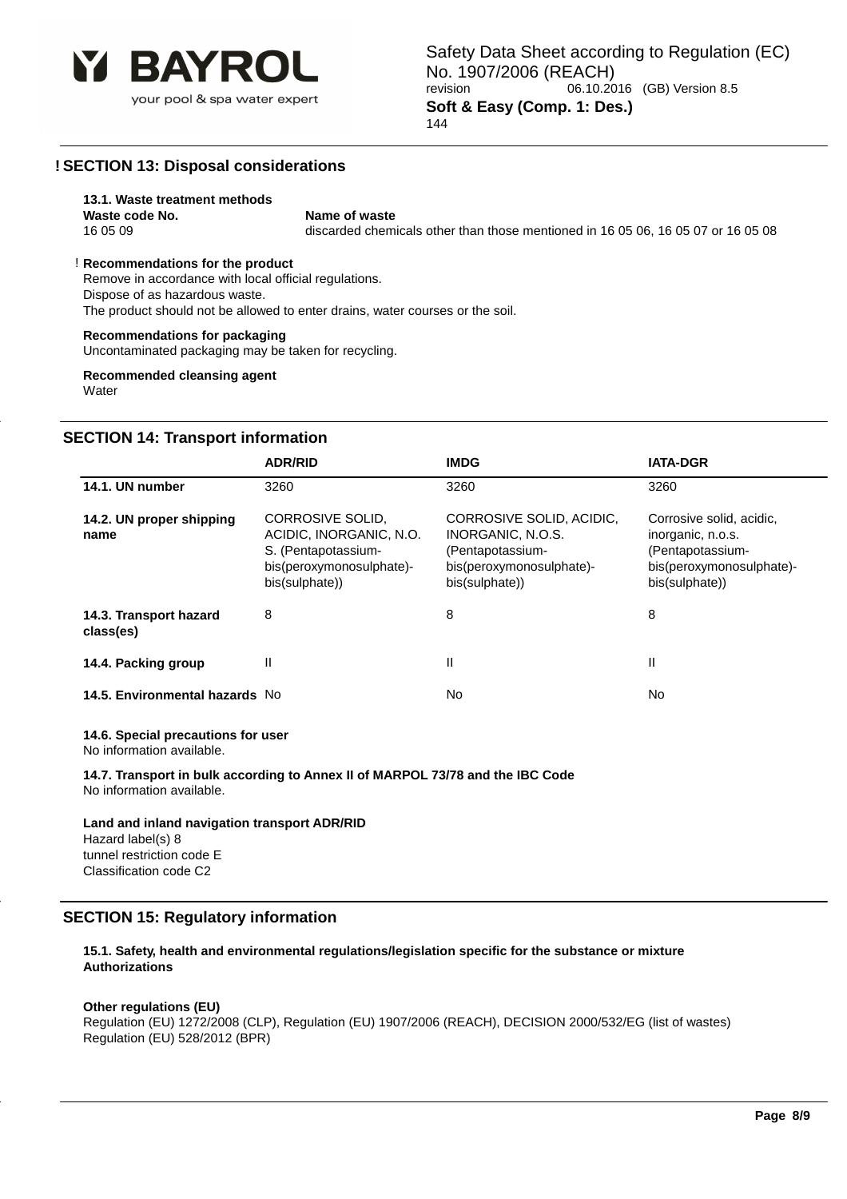## ! SECTION 13: Disposal considerations

**13.1. Waste treatment methods**

| Waste code No. | Name of waste |
| --- | --- |
| 16 05 09 | discarded chemicals other than those mentioned in 16 05 06, 16 05 07 or 16 05 08 |

! **Recommendations for the product**
Remove in accordance with local official regulations.
Dispose of as hazardous waste.
The product should not be allowed to enter drains, water courses or the soil.

**Recommendations for packaging**
Uncontaminated packaging may be taken for recycling.

**Recommended cleansing agent**
Water

## SECTION 14: Transport information

| | ADR/RID | IMDG | IATA-DGR |
| --- | --- | --- | --- |
| **14.1. UN number** | 3260 | 3260 | 3260 |
| **14.2. UN proper shipping name** | CORROSIVE SOLID, ACIDIC, INORGANIC, N.O. S. (Pentapotassium-bis(peroxymonosulphate)-bis(sulphate)) | CORROSIVE SOLID, ACIDIC, INORGANIC, N.O.S. (Pentapotassium-bis(peroxymonosulphate)-bis(sulphate)) | Corrosive solid, acidic, inorganic, n.o.s. (Pentapotassium-bis(peroxymonosulphate)-bis(sulphate)) |
| **14.3. Transport hazard class(es)** | 8 | 8 | 8 |
| **14.4. Packing group** | II | II | II |
| **14.5. Environmental hazards** | No | No | No |

**14.6. Special precautions for user**
No information available.

**14.7. Transport in bulk according to Annex II of MARPOL 73/78 and the IBC Code**
No information available.

**Land and inland navigation transport ADR/RID**
Hazard label(s) 8
tunnel restriction code E
Classification code C2

## SECTION 15: Regulatory information

**15.1. Safety, health and environmental regulations/legislation specific for the substance or mixture**
**Authorizations**

**Other regulations (EU)**
Regulation (EU) 1272/2008 (CLP), Regulation (EU) 1907/2006 (REACH), DECISION 2000/532/EG (list of wastes)
Regulation (EU) 528/2012 (BPR)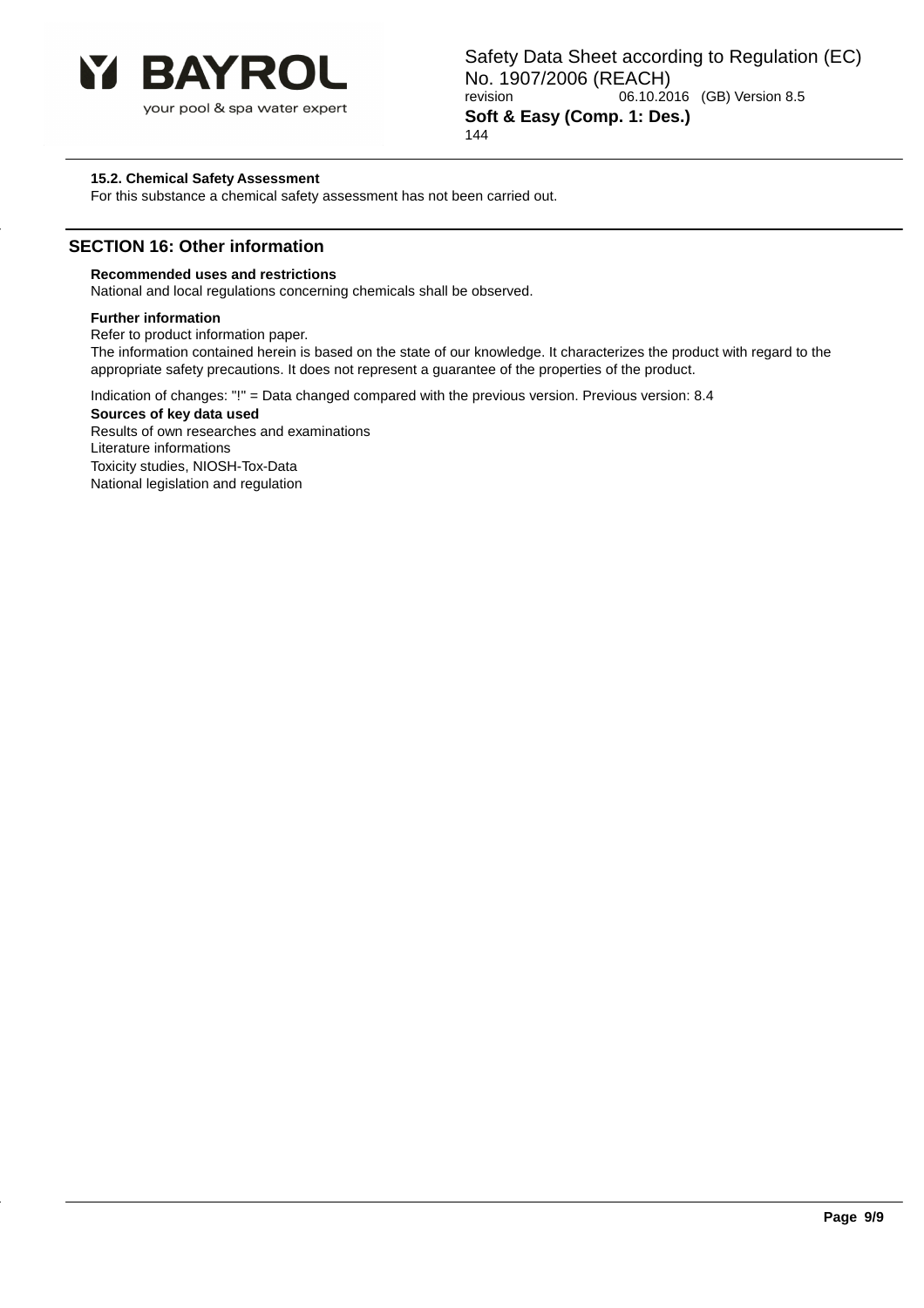### 15.2. Chemical Safety Assessment

For this substance a chemical safety assessment has not been carried out.

## SECTION 16: Other information

**Recommended uses and restrictions**

National and local regulations concerning chemicals shall be observed.

**Further information**

Refer to product information paper.
The information contained herein is based on the state of our knowledge. It characterizes the product with regard to the appropriate safety precautions. It does not represent a guarantee of the properties of the product.

Indication of changes: "!" = Data changed compared with the previous version. Previous version: 8.4

**Sources of key data used**

Results of own researches and examinations
Literature informations
Toxicity studies, NIOSH-Tox-Data
National legislation and regulation